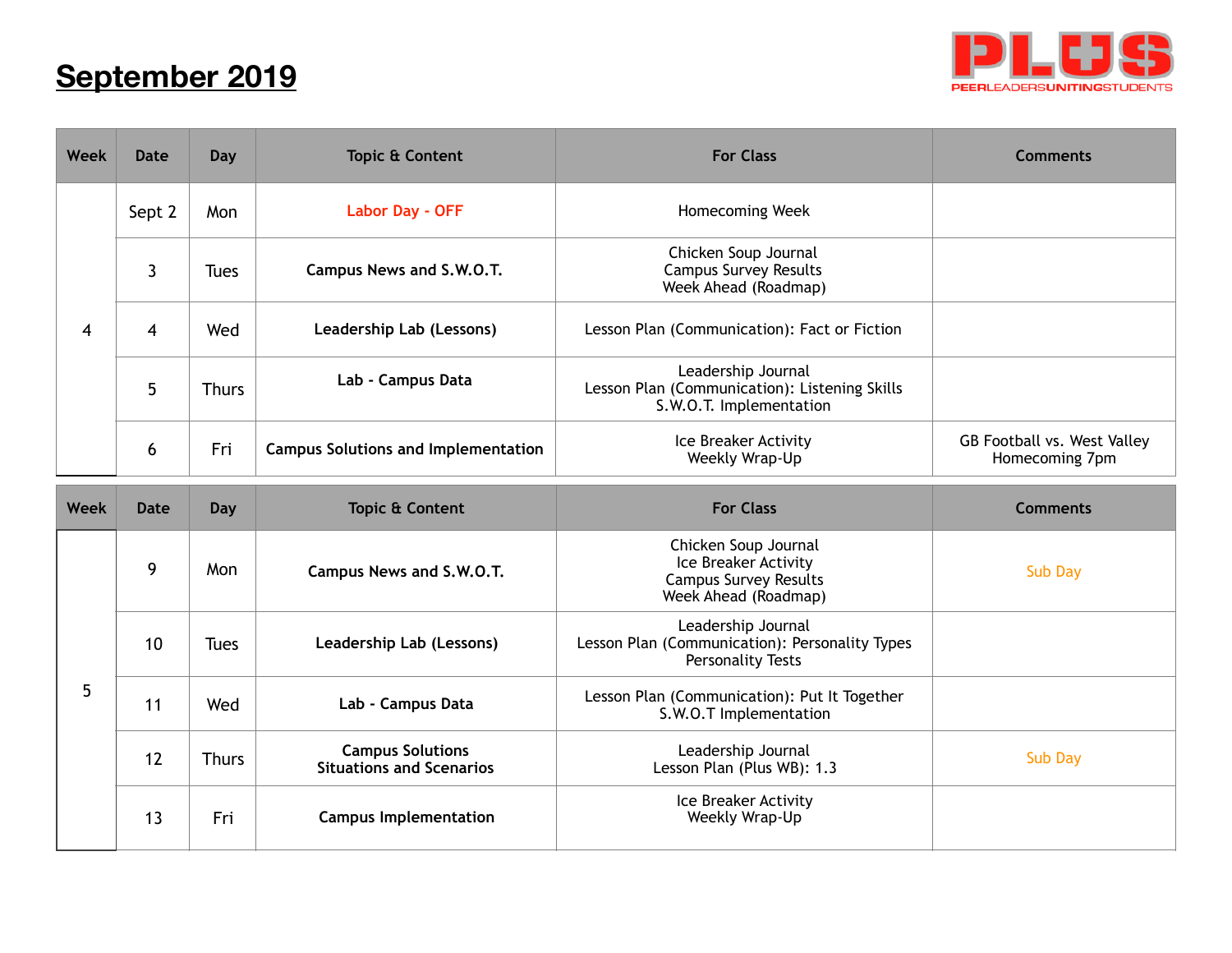# September 2019

PLUS
PEERLEADERSUNITINGSTUDENTS

| Week | Date | Day | Topic & Content | For Class | Comments |
|---|---|---|---|---|---|
| 4 | Sept 2 | Mon | Labor Day - OFF | Homecoming Week | |
| | 3 | Tues | **Campus News and S.W.O.T.** | Chicken Soup Journal<br>Campus Survey Results<br>Week Ahead (Roadmap) | |
| | 4 | Wed | **Leadership Lab (Lessons)** | Lesson Plan (Communication): Fact or Fiction | |
| | 5 | Thurs | **Lab - Campus Data** | Leadership Journal<br>Lesson Plan (Communication): Listening Skills<br>S.W.O.T. Implementation | |
| | 6 | Fri | **Campus Solutions and Implementation** | Ice Breaker Activity<br>Weekly Wrap-Up | GB Football vs. West Valley<br>Homecoming 7pm |

| Week | Date | Day | Topic & Content | For Class | Comments |
|---|---|---|---|---|---|
| 5 | 9 | Mon | **Campus News and S.W.O.T.** | Chicken Soup Journal<br>Ice Breaker Activity<br>Campus Survey Results<br>Week Ahead (Roadmap) | Sub Day |
| | 10 | Tues | **Leadership Lab (Lessons)** | Leadership Journal<br>Lesson Plan (Communication): Personality Types<br>Personality Tests | |
| | 11 | Wed | **Lab - Campus Data** | Lesson Plan (Communication): Put It Together<br>S.W.O.T Implementation | |
| | 12 | Thurs | **Campus Solutions<br>Situations and Scenarios** | Leadership Journal<br>Lesson Plan (Plus WB): 1.3 | Sub Day |
| | 13 | Fri | **Campus Implementation** | Ice Breaker Activity<br>Weekly Wrap-Up | |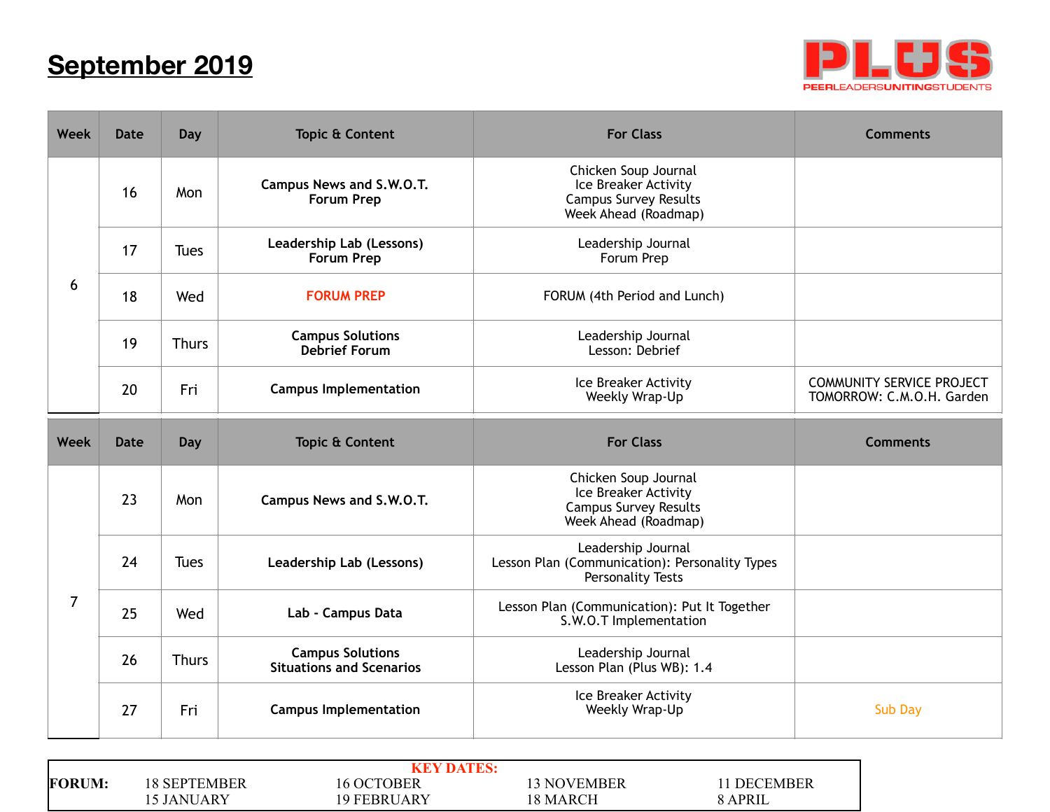# September 2019

PLUS
PEERLEADERSUNITINGSTUDENTS

| Week | Date | Day | Topic & Content | For Class | Comments |
|---|---|---|---|---|---|
| 6 | 16 | Mon | **Campus News and S.W.O.T.**<br>**Forum Prep** | Chicken Soup Journal<br>Ice Breaker Activity<br>Campus Survey Results<br>Week Ahead (Roadmap) | |
| | 17 | Tues | **Leadership Lab (Lessons)**<br>**Forum Prep** | Leadership Journal<br>Forum Prep | |
| | 18 | Wed | **FORUM PREP** | FORUM (4th Period and Lunch) | |
| | 19 | Thurs | **Campus Solutions**<br>**Debrief Forum** | Leadership Journal<br>Lesson: Debrief | |
| | 20 | Fri | **Campus Implementation** | Ice Breaker Activity<br>Weekly Wrap-Up | COMMUNITY SERVICE PROJECT TOMORROW: C.M.O.H. Garden |

| Week | Date | Day | Topic & Content | For Class | Comments |
|---|---|---|---|---|---|
| 7 | 23 | Mon | **Campus News and S.W.O.T.** | Chicken Soup Journal<br>Ice Breaker Activity<br>Campus Survey Results<br>Week Ahead (Roadmap) | |
| | 24 | Tues | **Leadership Lab (Lessons)** | Leadership Journal<br>Lesson Plan (Communication): Personality Types<br>Personality Tests | |
| | 25 | Wed | **Lab - Campus Data** | Lesson Plan (Communication): Put It Together<br>S.W.O.T Implementation | |
| | 26 | Thurs | **Campus Solutions**<br>**Situations and Scenarios** | Leadership Journal<br>Lesson Plan (Plus WB): 1.4 | |
| | 27 | Fri | **Campus Implementation** | Ice Breaker Activity<br>Weekly Wrap-Up | Sub Day |

| | | | | |
|---|---|---|---|---|
| **KEY DATES:** | | | | |
| **FORUM:** | 18 SEPTEMBER | 16 OCTOBER | 13 NOVEMBER | 11 DECEMBER |
| | 15 JANUARY | 19 FEBRUARY | 18 MARCH | 8 APRIL |